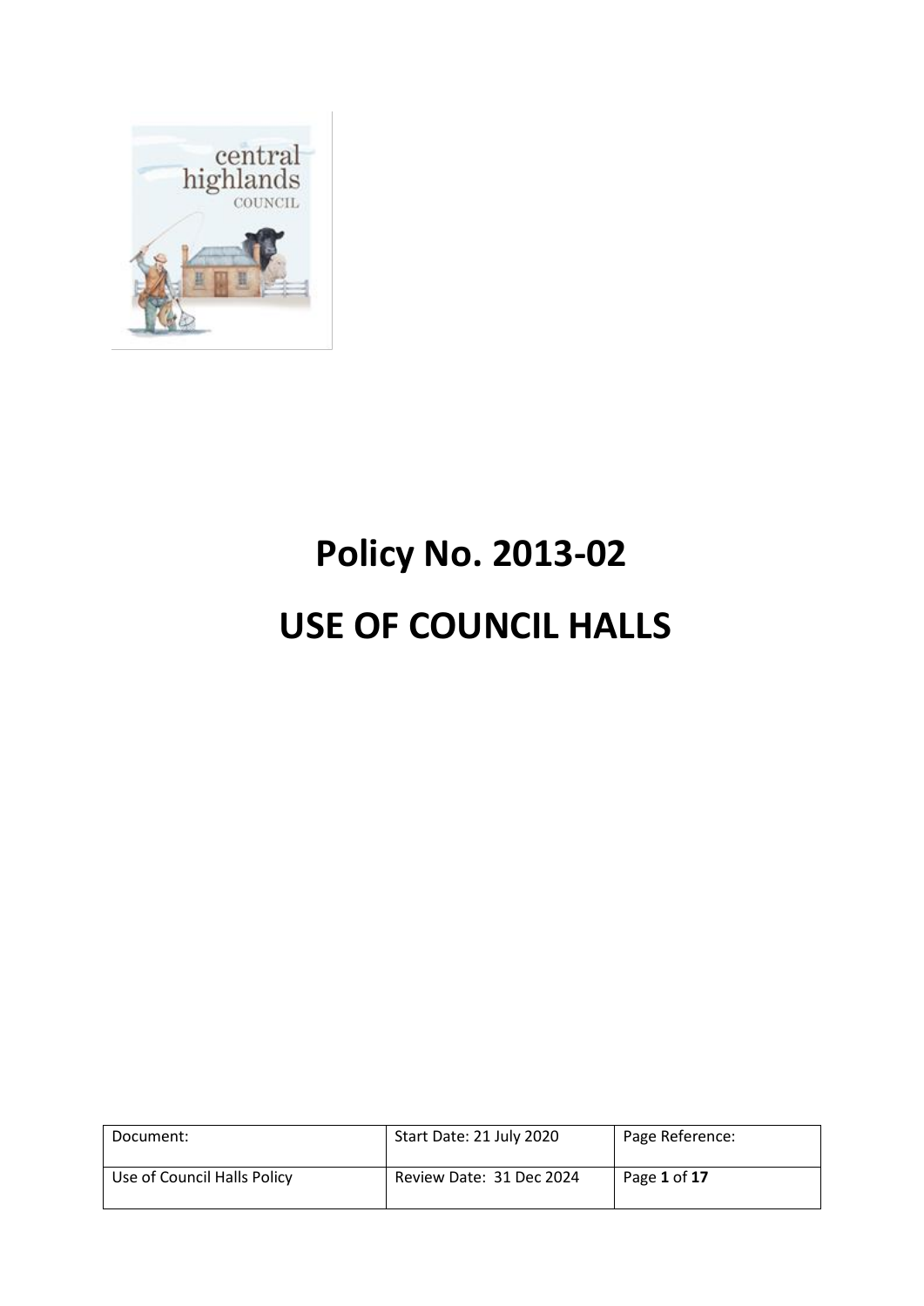# Policy No. 2013-02

# USE OF COUNCIL HALLS

| Document: | Start Date: 21 July 2020 | Page Reference: |
|---|---|---|
| Use of Council Halls Policy | Review Date: 31 Dec 2024 | Page **1** of **17** |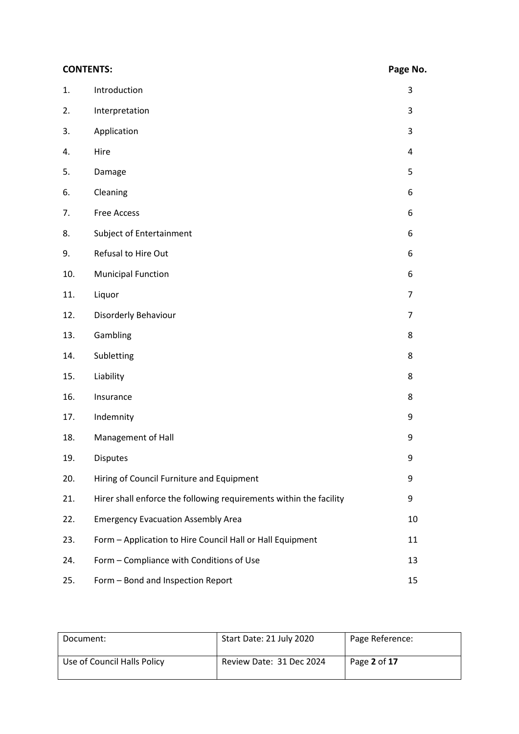| CONTENTS: | | Page No. |
|---|---|---|
| 1. | Introduction | 3 |
| 2. | Interpretation | 3 |
| 3. | Application | 3 |
| 4. | Hire | 4 |
| 5. | Damage | 5 |
| 6. | Cleaning | 6 |
| 7. | Free Access | 6 |
| 8. | Subject of Entertainment | 6 |
| 9. | Refusal to Hire Out | 6 |
| 10. | Municipal Function | 6 |
| 11. | Liquor | 7 |
| 12. | Disorderly Behaviour | 7 |
| 13. | Gambling | 8 |
| 14. | Subletting | 8 |
| 15. | Liability | 8 |
| 16. | Insurance | 8 |
| 17. | Indemnity | 9 |
| 18. | Management of Hall | 9 |
| 19. | Disputes | 9 |
| 20. | Hiring of Council Furniture and Equipment | 9 |
| 21. | Hirer shall enforce the following requirements within the facility | 9 |
| 22. | Emergency Evacuation Assembly Area | 10 |
| 23. | Form – Application to Hire Council Hall or Hall Equipment | 11 |
| 24. | Form – Compliance with Conditions of Use | 13 |
| 25. | Form – Bond and Inspection Report | 15 |

| Document: | Start Date: 21 July 2020 | Page Reference: |
|---|---|---|
| Use of Council Halls Policy | Review Date: 31 Dec 2024 | Page **2** of **17** |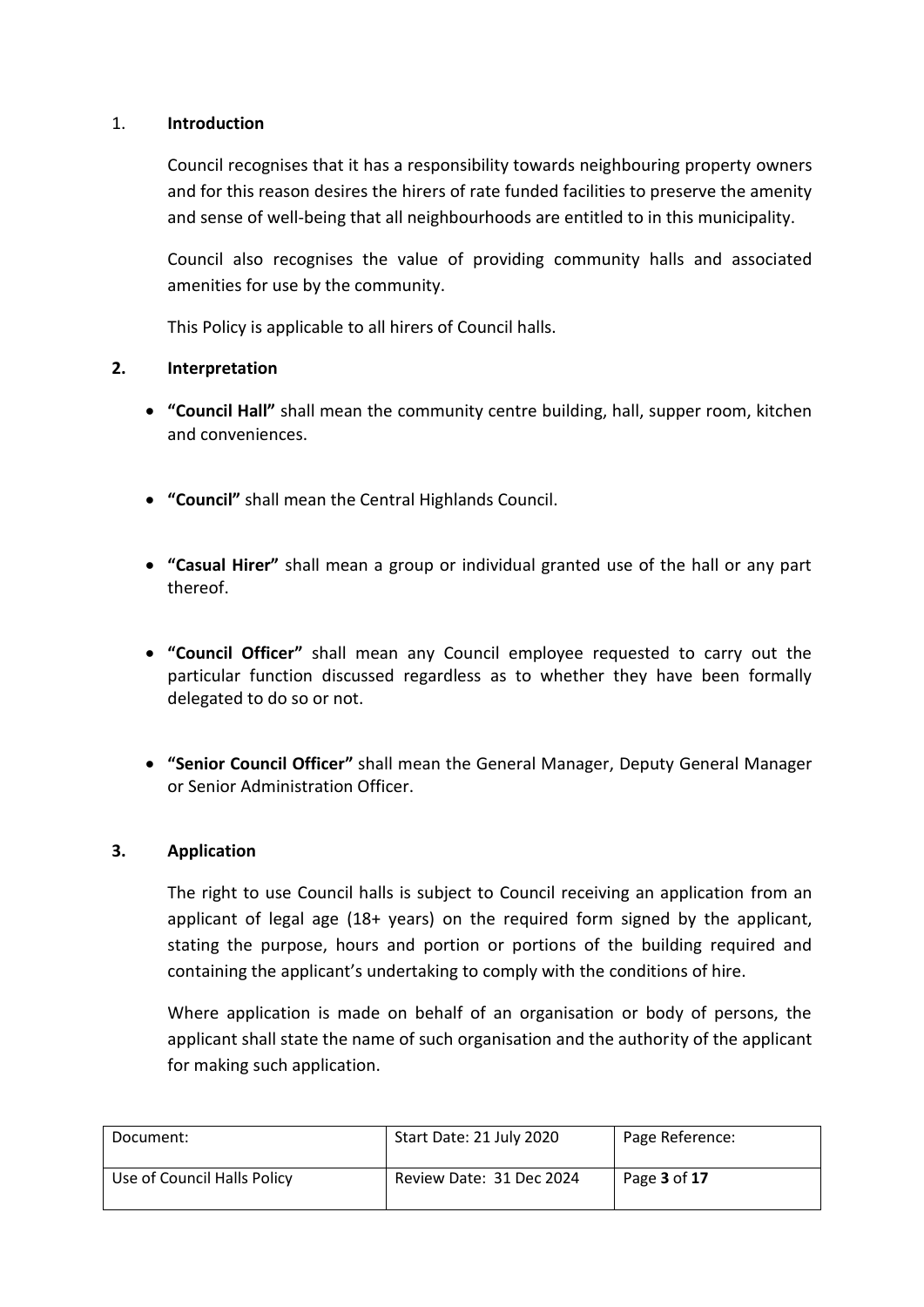## 1. Introduction

Council recognises that it has a responsibility towards neighbouring property owners and for this reason desires the hirers of rate funded facilities to preserve the amenity and sense of well-being that all neighbourhoods are entitled to in this municipality.

Council also recognises the value of providing community halls and associated amenities for use by the community.

This Policy is applicable to all hirers of Council halls.

## 2. Interpretation

- **"Council Hall"** shall mean the community centre building, hall, supper room, kitchen and conveniences.
- **"Council"** shall mean the Central Highlands Council.
- **"Casual Hirer"** shall mean a group or individual granted use of the hall or any part thereof.
- **"Council Officer"** shall mean any Council employee requested to carry out the particular function discussed regardless as to whether they have been formally delegated to do so or not.
- **"Senior Council Officer"** shall mean the General Manager, Deputy General Manager or Senior Administration Officer.

## 3. Application

The right to use Council halls is subject to Council receiving an application from an applicant of legal age (18+ years) on the required form signed by the applicant, stating the purpose, hours and portion or portions of the building required and containing the applicant's undertaking to comply with the conditions of hire.

Where application is made on behalf of an organisation or body of persons, the applicant shall state the name of such organisation and the authority of the applicant for making such application.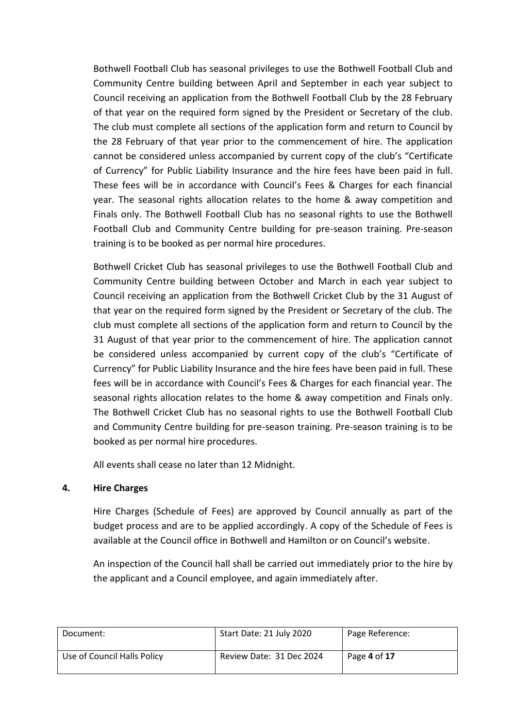Bothwell Football Club has seasonal privileges to use the Bothwell Football Club and Community Centre building between April and September in each year subject to Council receiving an application from the Bothwell Football Club by the 28 February of that year on the required form signed by the President or Secretary of the club. The club must complete all sections of the application form and return to Council by the 28 February of that year prior to the commencement of hire. The application cannot be considered unless accompanied by current copy of the club's "Certificate of Currency" for Public Liability Insurance and the hire fees have been paid in full. These fees will be in accordance with Council's Fees & Charges for each financial year. The seasonal rights allocation relates to the home & away competition and Finals only. The Bothwell Football Club has no seasonal rights to use the Bothwell Football Club and Community Centre building for pre-season training. Pre-season training is to be booked as per normal hire procedures.

Bothwell Cricket Club has seasonal privileges to use the Bothwell Football Club and Community Centre building between October and March in each year subject to Council receiving an application from the Bothwell Cricket Club by the 31 August of that year on the required form signed by the President or Secretary of the club. The club must complete all sections of the application form and return to Council by the 31 August of that year prior to the commencement of hire. The application cannot be considered unless accompanied by current copy of the club's "Certificate of Currency" for Public Liability Insurance and the hire fees have been paid in full. These fees will be in accordance with Council's Fees & Charges for each financial year. The seasonal rights allocation relates to the home & away competition and Finals only. The Bothwell Cricket Club has no seasonal rights to use the Bothwell Football Club and Community Centre building for pre-season training. Pre-season training is to be booked as per normal hire procedures.

All events shall cease no later than 12 Midnight.

## 4. Hire Charges

Hire Charges (Schedule of Fees) are approved by Council annually as part of the budget process and are to be applied accordingly. A copy of the Schedule of Fees is available at the Council office in Bothwell and Hamilton or on Council's website.

An inspection of the Council hall shall be carried out immediately prior to the hire by the applicant and a Council employee, and again immediately after.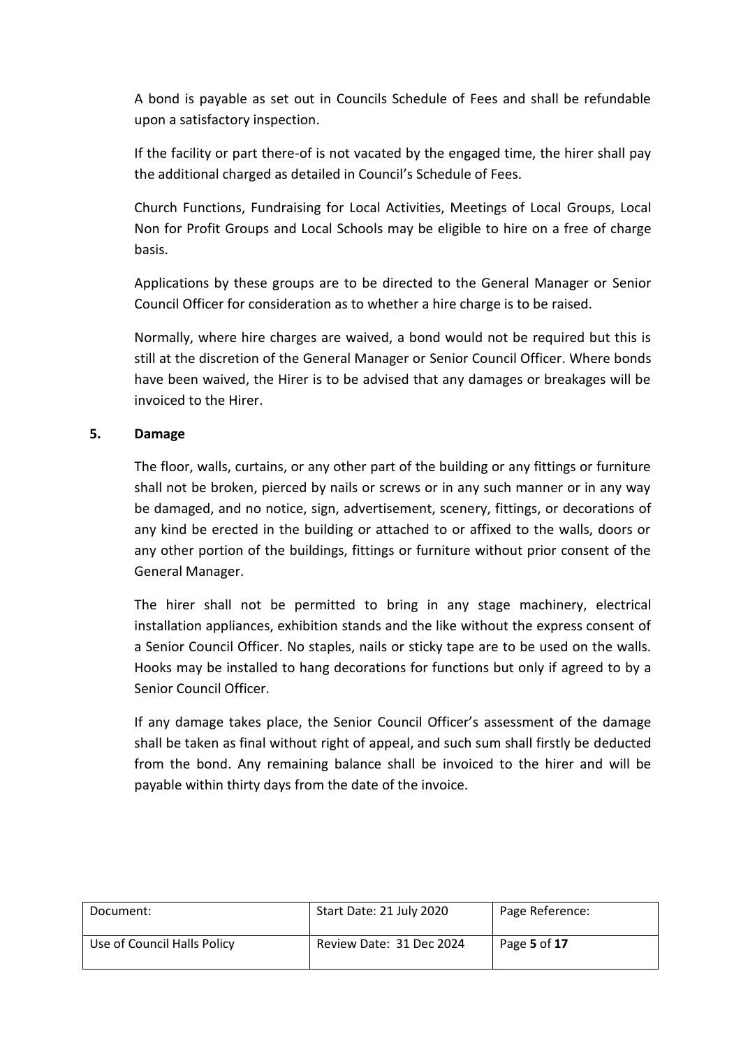A bond is payable as set out in Councils Schedule of Fees and shall be refundable upon a satisfactory inspection.

If the facility or part there-of is not vacated by the engaged time, the hirer shall pay the additional charged as detailed in Council's Schedule of Fees.

Church Functions, Fundraising for Local Activities, Meetings of Local Groups, Local Non for Profit Groups and Local Schools may be eligible to hire on a free of charge basis.

Applications by these groups are to be directed to the General Manager or Senior Council Officer for consideration as to whether a hire charge is to be raised.

Normally, where hire charges are waived, a bond would not be required but this is still at the discretion of the General Manager or Senior Council Officer. Where bonds have been waived, the Hirer is to be advised that any damages or breakages will be invoiced to the Hirer.

## 5. Damage

The floor, walls, curtains, or any other part of the building or any fittings or furniture shall not be broken, pierced by nails or screws or in any such manner or in any way be damaged, and no notice, sign, advertisement, scenery, fittings, or decorations of any kind be erected in the building or attached to or affixed to the walls, doors or any other portion of the buildings, fittings or furniture without prior consent of the General Manager.

The hirer shall not be permitted to bring in any stage machinery, electrical installation appliances, exhibition stands and the like without the express consent of a Senior Council Officer. No staples, nails or sticky tape are to be used on the walls. Hooks may be installed to hang decorations for functions but only if agreed to by a Senior Council Officer.

If any damage takes place, the Senior Council Officer's assessment of the damage shall be taken as final without right of appeal, and such sum shall firstly be deducted from the bond. Any remaining balance shall be invoiced to the hirer and will be payable within thirty days from the date of the invoice.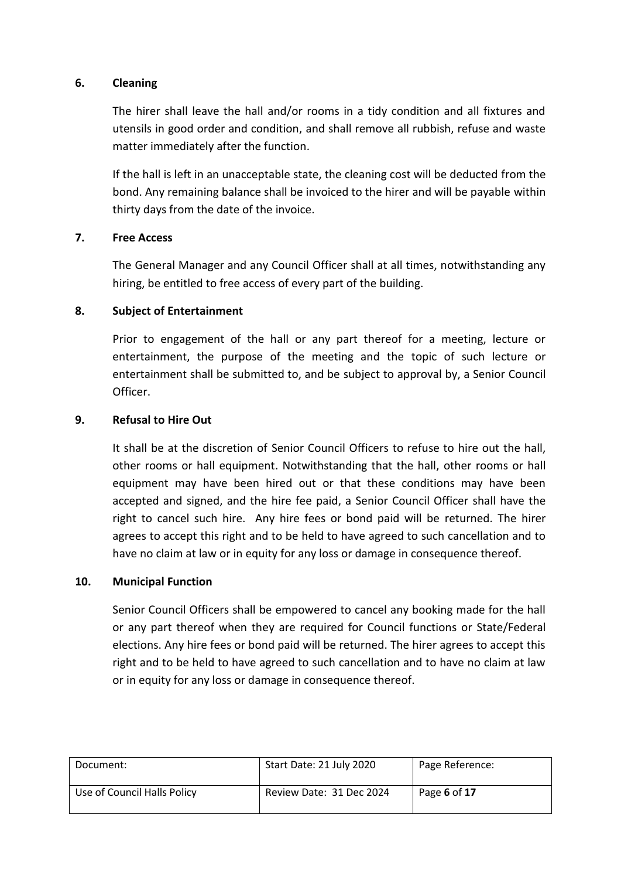## 6. Cleaning

The hirer shall leave the hall and/or rooms in a tidy condition and all fixtures and utensils in good order and condition, and shall remove all rubbish, refuse and waste matter immediately after the function.

If the hall is left in an unacceptable state, the cleaning cost will be deducted from the bond. Any remaining balance shall be invoiced to the hirer and will be payable within thirty days from the date of the invoice.

## 7. Free Access

The General Manager and any Council Officer shall at all times, notwithstanding any hiring, be entitled to free access of every part of the building.

## 8. Subject of Entertainment

Prior to engagement of the hall or any part thereof for a meeting, lecture or entertainment, the purpose of the meeting and the topic of such lecture or entertainment shall be submitted to, and be subject to approval by, a Senior Council Officer.

## 9. Refusal to Hire Out

It shall be at the discretion of Senior Council Officers to refuse to hire out the hall, other rooms or hall equipment. Notwithstanding that the hall, other rooms or hall equipment may have been hired out or that these conditions may have been accepted and signed, and the hire fee paid, a Senior Council Officer shall have the right to cancel such hire. Any hire fees or bond paid will be returned. The hirer agrees to accept this right and to be held to have agreed to such cancellation and to have no claim at law or in equity for any loss or damage in consequence thereof.

## 10. Municipal Function

Senior Council Officers shall be empowered to cancel any booking made for the hall or any part thereof when they are required for Council functions or State/Federal elections. Any hire fees or bond paid will be returned. The hirer agrees to accept this right and to be held to have agreed to such cancellation and to have no claim at law or in equity for any loss or damage in consequence thereof.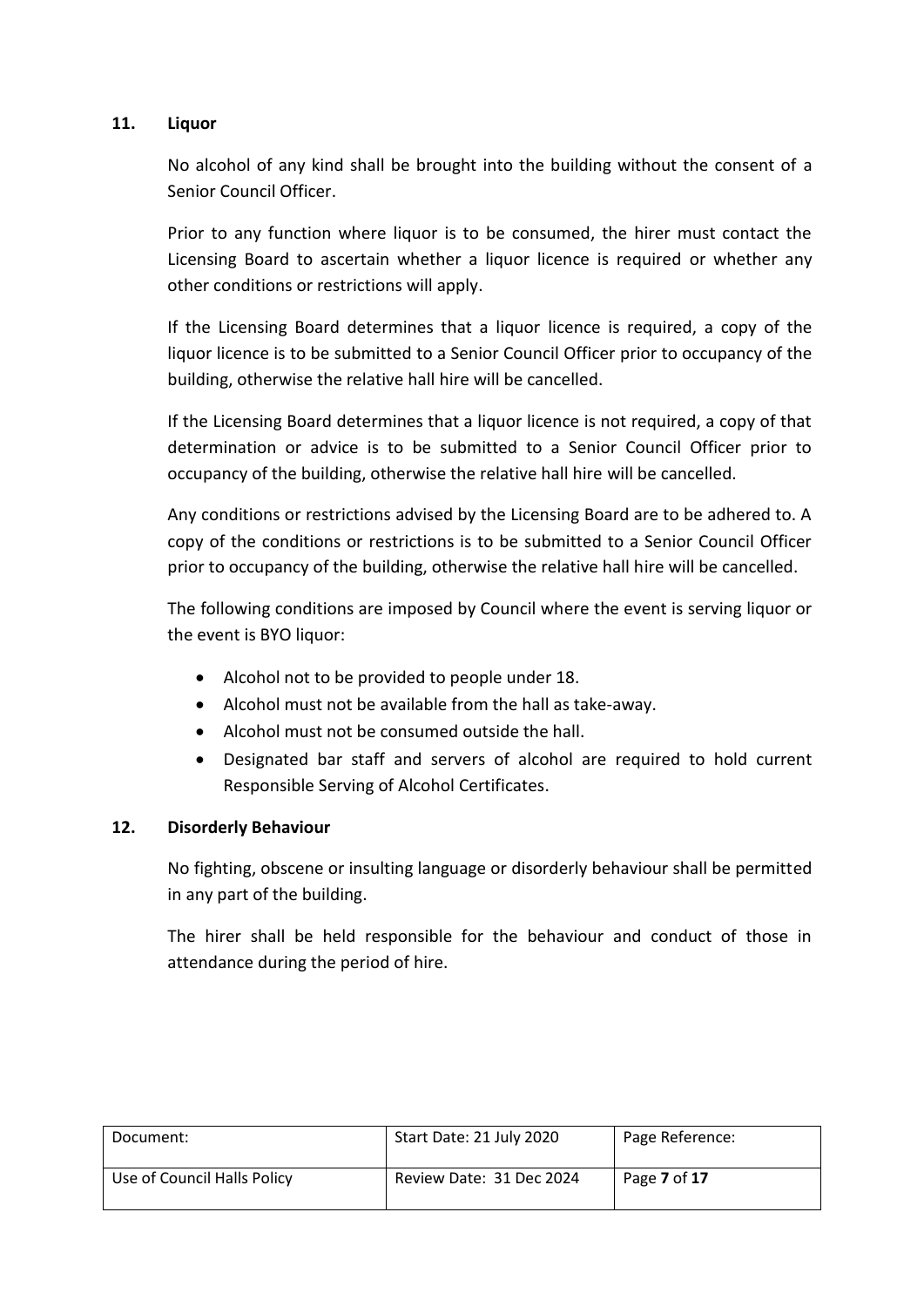## 11. Liquor

No alcohol of any kind shall be brought into the building without the consent of a Senior Council Officer.

Prior to any function where liquor is to be consumed, the hirer must contact the Licensing Board to ascertain whether a liquor licence is required or whether any other conditions or restrictions will apply.

If the Licensing Board determines that a liquor licence is required, a copy of the liquor licence is to be submitted to a Senior Council Officer prior to occupancy of the building, otherwise the relative hall hire will be cancelled.

If the Licensing Board determines that a liquor licence is not required, a copy of that determination or advice is to be submitted to a Senior Council Officer prior to occupancy of the building, otherwise the relative hall hire will be cancelled.

Any conditions or restrictions advised by the Licensing Board are to be adhered to. A copy of the conditions or restrictions is to be submitted to a Senior Council Officer prior to occupancy of the building, otherwise the relative hall hire will be cancelled.

The following conditions are imposed by Council where the event is serving liquor or the event is BYO liquor:

- Alcohol not to be provided to people under 18.
- Alcohol must not be available from the hall as take-away.
- Alcohol must not be consumed outside the hall.
- Designated bar staff and servers of alcohol are required to hold current Responsible Serving of Alcohol Certificates.

## 12. Disorderly Behaviour

No fighting, obscene or insulting language or disorderly behaviour shall be permitted in any part of the building.

The hirer shall be held responsible for the behaviour and conduct of those in attendance during the period of hire.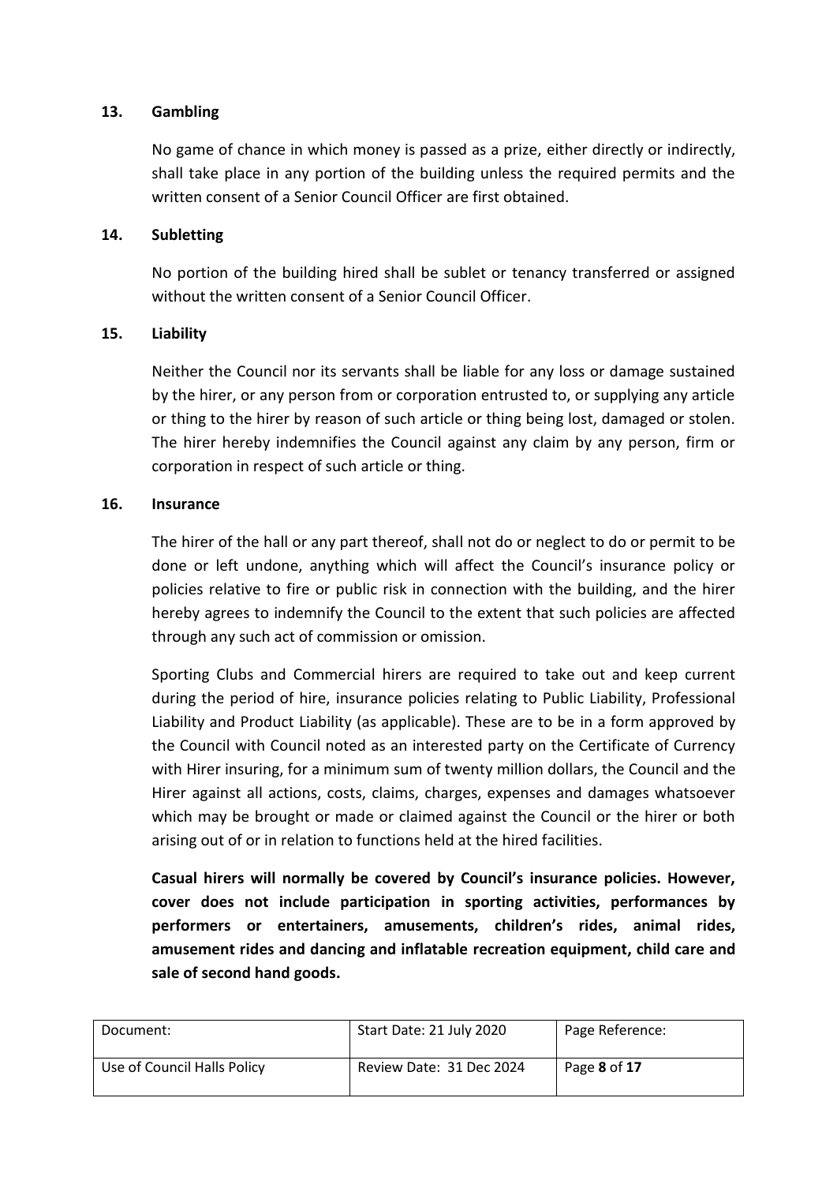**13. Gambling**

No game of chance in which money is passed as a prize, either directly or indirectly, shall take place in any portion of the building unless the required permits and the written consent of a Senior Council Officer are first obtained.

**14. Subletting**

No portion of the building hired shall be sublet or tenancy transferred or assigned without the written consent of a Senior Council Officer.

**15. Liability**

Neither the Council nor its servants shall be liable for any loss or damage sustained by the hirer, or any person from or corporation entrusted to, or supplying any article or thing to the hirer by reason of such article or thing being lost, damaged or stolen. The hirer hereby indemnifies the Council against any claim by any person, firm or corporation in respect of such article or thing.

**16. Insurance**

The hirer of the hall or any part thereof, shall not do or neglect to do or permit to be done or left undone, anything which will affect the Council's insurance policy or policies relative to fire or public risk in connection with the building, and the hirer hereby agrees to indemnify the Council to the extent that such policies are affected through any such act of commission or omission.

Sporting Clubs and Commercial hirers are required to take out and keep current during the period of hire, insurance policies relating to Public Liability, Professional Liability and Product Liability (as applicable). These are to be in a form approved by the Council with Council noted as an interested party on the Certificate of Currency with Hirer insuring, for a minimum sum of twenty million dollars, the Council and the Hirer against all actions, costs, claims, charges, expenses and damages whatsoever which may be brought or made or claimed against the Council or the hirer or both arising out of or in relation to functions held at the hired facilities.

**Casual hirers will normally be covered by Council's insurance policies. However, cover does not include participation in sporting activities, performances by performers or entertainers, amusements, children's rides, animal rides, amusement rides and dancing and inflatable recreation equipment, child care and sale of second hand goods.**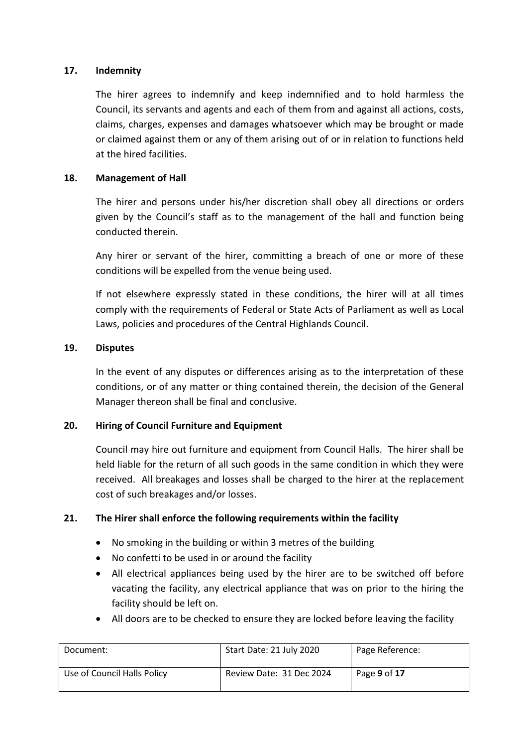## 17. Indemnity

The hirer agrees to indemnify and keep indemnified and to hold harmless the Council, its servants and agents and each of them from and against all actions, costs, claims, charges, expenses and damages whatsoever which may be brought or made or claimed against them or any of them arising out of or in relation to functions held at the hired facilities.

## 18. Management of Hall

The hirer and persons under his/her discretion shall obey all directions or orders given by the Council's staff as to the management of the hall and function being conducted therein.

Any hirer or servant of the hirer, committing a breach of one or more of these conditions will be expelled from the venue being used.

If not elsewhere expressly stated in these conditions, the hirer will at all times comply with the requirements of Federal or State Acts of Parliament as well as Local Laws, policies and procedures of the Central Highlands Council.

## 19. Disputes

In the event of any disputes or differences arising as to the interpretation of these conditions, or of any matter or thing contained therein, the decision of the General Manager thereon shall be final and conclusive.

## 20. Hiring of Council Furniture and Equipment

Council may hire out furniture and equipment from Council Halls. The hirer shall be held liable for the return of all such goods in the same condition in which they were received. All breakages and losses shall be charged to the hirer at the replacement cost of such breakages and/or losses.

## 21. The Hirer shall enforce the following requirements within the facility

- No smoking in the building or within 3 metres of the building
- No confetti to be used in or around the facility
- All electrical appliances being used by the hirer are to be switched off before vacating the facility, any electrical appliance that was on prior to the hiring the facility should be left on.
- All doors are to be checked to ensure they are locked before leaving the facility

| Document: | Start Date: 21 July 2020 | Page Reference: |
| --- | --- | --- |
| Use of Council Halls Policy | Review Date: 31 Dec 2024 | Page **9** of **17** |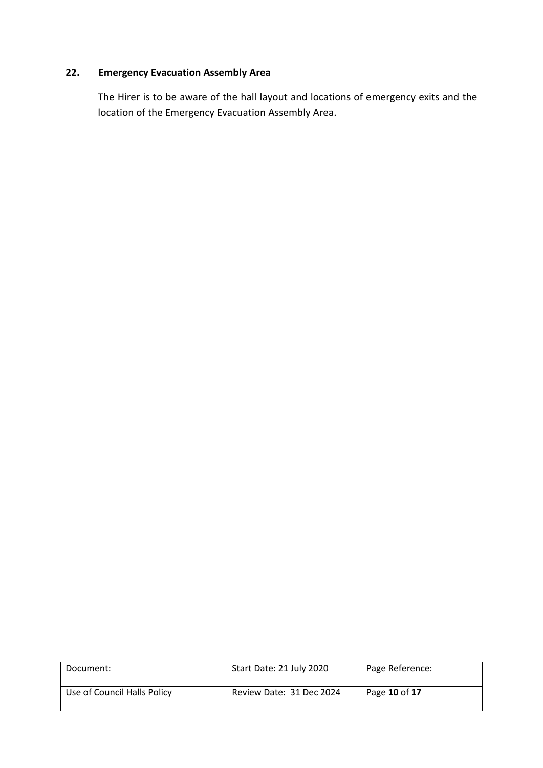## 22. Emergency Evacuation Assembly Area

The Hirer is to be aware of the hall layout and locations of emergency exits and the location of the Emergency Evacuation Assembly Area.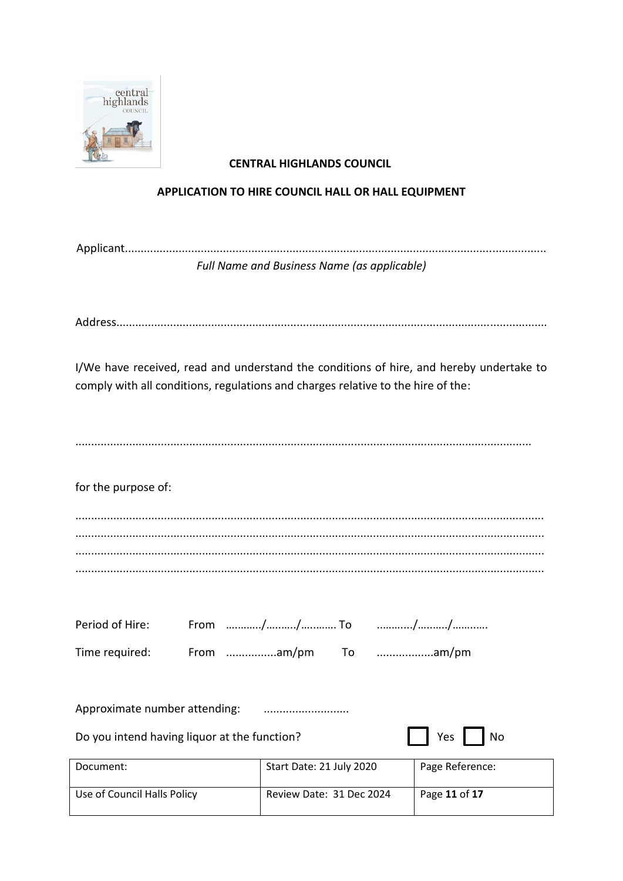**CENTRAL HIGHLANDS COUNCIL**

**APPLICATION TO HIRE COUNCIL HALL OR HALL EQUIPMENT**

Applicant.................................................................................................................................

*Full Name and Business Name (as applicable)*

Address....................................................................................................................................

I/We have received, read and understand the conditions of hire, and hereby undertake to comply with all conditions, regulations and charges relative to the hire of the:

..............................................................................................................................................

for the purpose of:

..............................................................................................................................................
..............................................................................................................................................
..............................................................................................................................................
..............................................................................................................................................

Period of Hire: From …………/………./………… To …………/………./…………

Time required: From ................am/pm To ..................am/pm

Approximate number attending: ...........................

Do you intend having liquor at the function? ☐ Yes ☐ No

| Document: | Start Date: 21 July 2020 | Page Reference: |
| --- | --- | --- |
| Use of Council Halls Policy | Review Date: 31 Dec 2024 | Page **11** of **17** |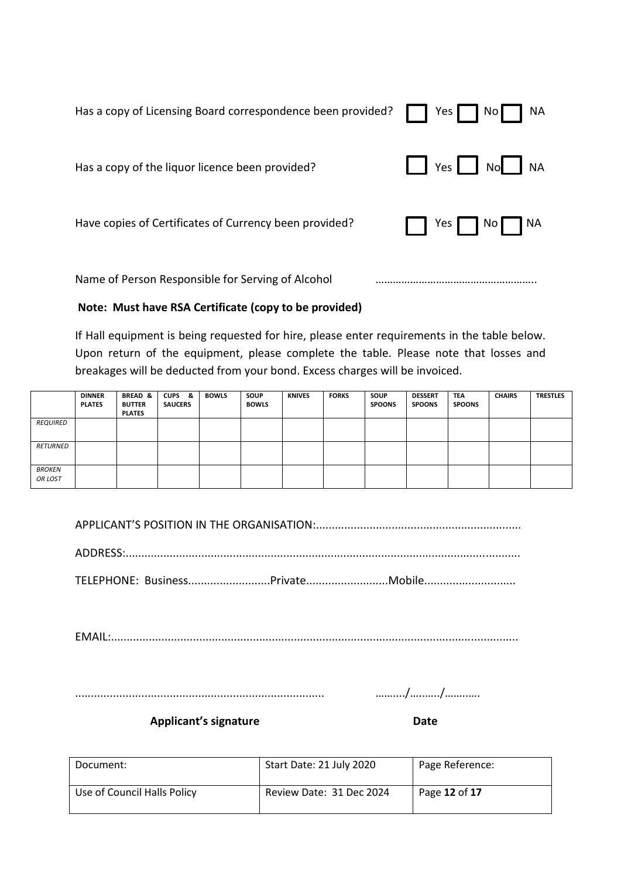Has a copy of Licensing Board correspondence been provided? ☐ Yes ☐ No ☐ NA

Has a copy of the liquor licence been provided? ☐ Yes ☐ No ☐ NA

Have copies of Certificates of Currency been provided? ☐ Yes ☐ No ☐ NA

Name of Person Responsible for Serving of Alcohol ………………………………………………..

**Note: Must have RSA Certificate (copy to be provided)**

If Hall equipment is being requested for hire, please enter requirements in the table below. Upon return of the equipment, please complete the table. Please note that losses and breakages will be deducted from your bond. Excess charges will be invoiced.

| | DINNER PLATES | BREAD & BUTTER PLATES | CUPS & SAUCERS | BOWLS | SOUP BOWLS | KNIVES | FORKS | SOUP SPOONS | DESSERT SPOONS | TEA SPOONS | CHAIRS | TRESTLES |
|---|---|---|---|---|---|---|---|---|---|---|---|---|
| *REQUIRED* | | | | | | | | | | | | |
| *RETURNED* | | | | | | | | | | | | |
| *BROKEN OR LOST* | | | | | | | | | | | | |

APPLICANT'S POSITION IN THE ORGANISATION:................................................................

ADDRESS:............................................................................................................................

TELEPHONE: Business..........................Private..........................Mobile............................

EMAIL:...............................................................................................................................

.............................................................................. ………./………/………….

**Applicant's signature** **Date**

| Document: | Start Date: 21 July 2020 | Page Reference: |
|---|---|---|
| Use of Council Halls Policy | Review Date: 31 Dec 2024 | Page **12** of **17** |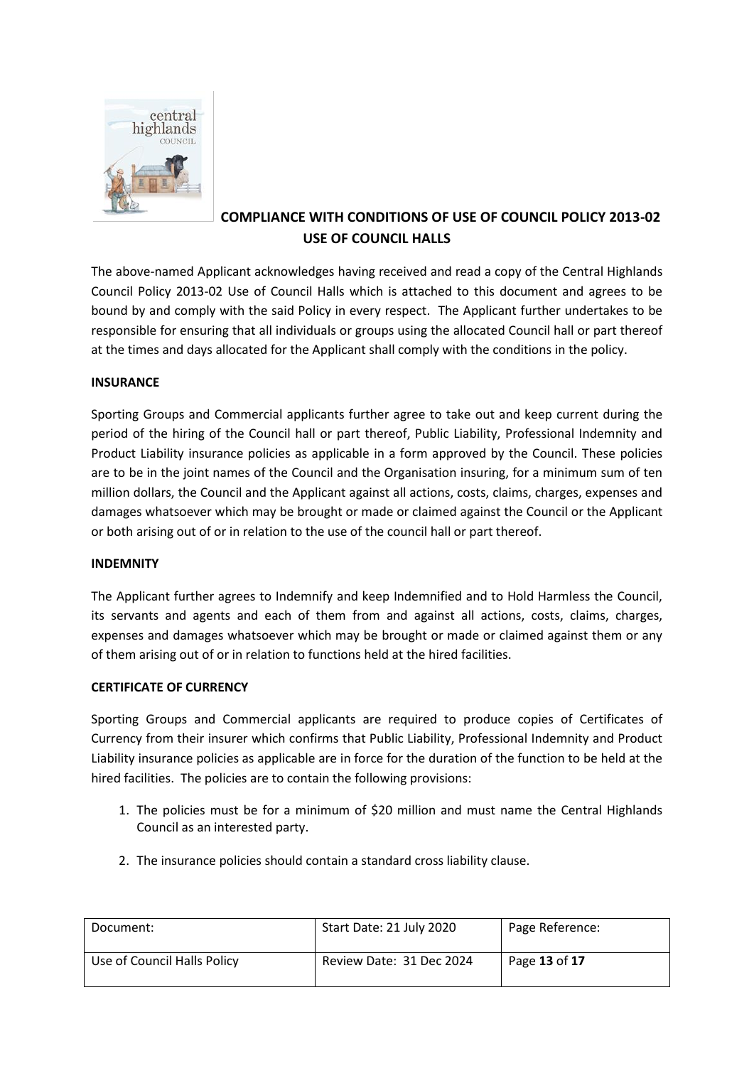## COMPLIANCE WITH CONDITIONS OF USE OF COUNCIL POLICY 2013-02 USE OF COUNCIL HALLS

The above-named Applicant acknowledges having received and read a copy of the Central Highlands Council Policy 2013-02 Use of Council Halls which is attached to this document and agrees to be bound by and comply with the said Policy in every respect. The Applicant further undertakes to be responsible for ensuring that all individuals or groups using the allocated Council hall or part thereof at the times and days allocated for the Applicant shall comply with the conditions in the policy.

**INSURANCE**

Sporting Groups and Commercial applicants further agree to take out and keep current during the period of the hiring of the Council hall or part thereof, Public Liability, Professional Indemnity and Product Liability insurance policies as applicable in a form approved by the Council. These policies are to be in the joint names of the Council and the Organisation insuring, for a minimum sum of ten million dollars, the Council and the Applicant against all actions, costs, claims, charges, expenses and damages whatsoever which may be brought or made or claimed against the Council or the Applicant or both arising out of or in relation to the use of the council hall or part thereof.

**INDEMNITY**

The Applicant further agrees to Indemnify and keep Indemnified and to Hold Harmless the Council, its servants and agents and each of them from and against all actions, costs, claims, charges, expenses and damages whatsoever which may be brought or made or claimed against them or any of them arising out of or in relation to functions held at the hired facilities.

**CERTIFICATE OF CURRENCY**

Sporting Groups and Commercial applicants are required to produce copies of Certificates of Currency from their insurer which confirms that Public Liability, Professional Indemnity and Product Liability insurance policies as applicable are in force for the duration of the function to be held at the hired facilities. The policies are to contain the following provisions:

1. The policies must be for a minimum of $20 million and must name the Central Highlands Council as an interested party.

2. The insurance policies should contain a standard cross liability clause.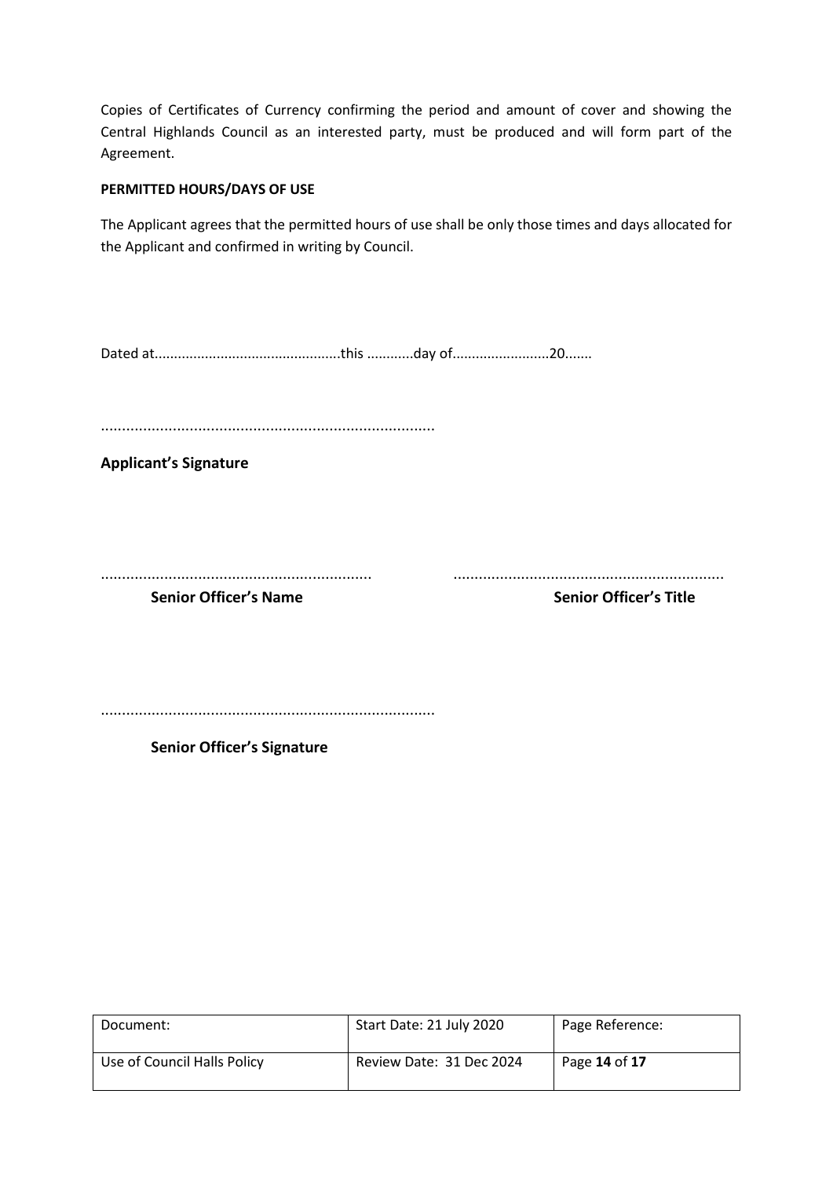Copies of Certificates of Currency confirming the period and amount of cover and showing the Central Highlands Council as an interested party, must be produced and will form part of the Agreement.

**PERMITTED HOURS/DAYS OF USE**

The Applicant agrees that the permitted hours of use shall be only those times and days allocated for the Applicant and confirmed in writing by Council.

Dated at................................................this ............day of.........................20.......

...............................................................................

**Applicant's Signature**

................................................................ ................................................................

**Senior Officer's Name** **Senior Officer's Title**

...............................................................................

**Senior Officer's Signature**

| Document: | Start Date: 21 July 2020 | Page Reference: |
| --- | --- | --- |
| Use of Council Halls Policy | Review Date: 31 Dec 2024 | Page **14** of **17** |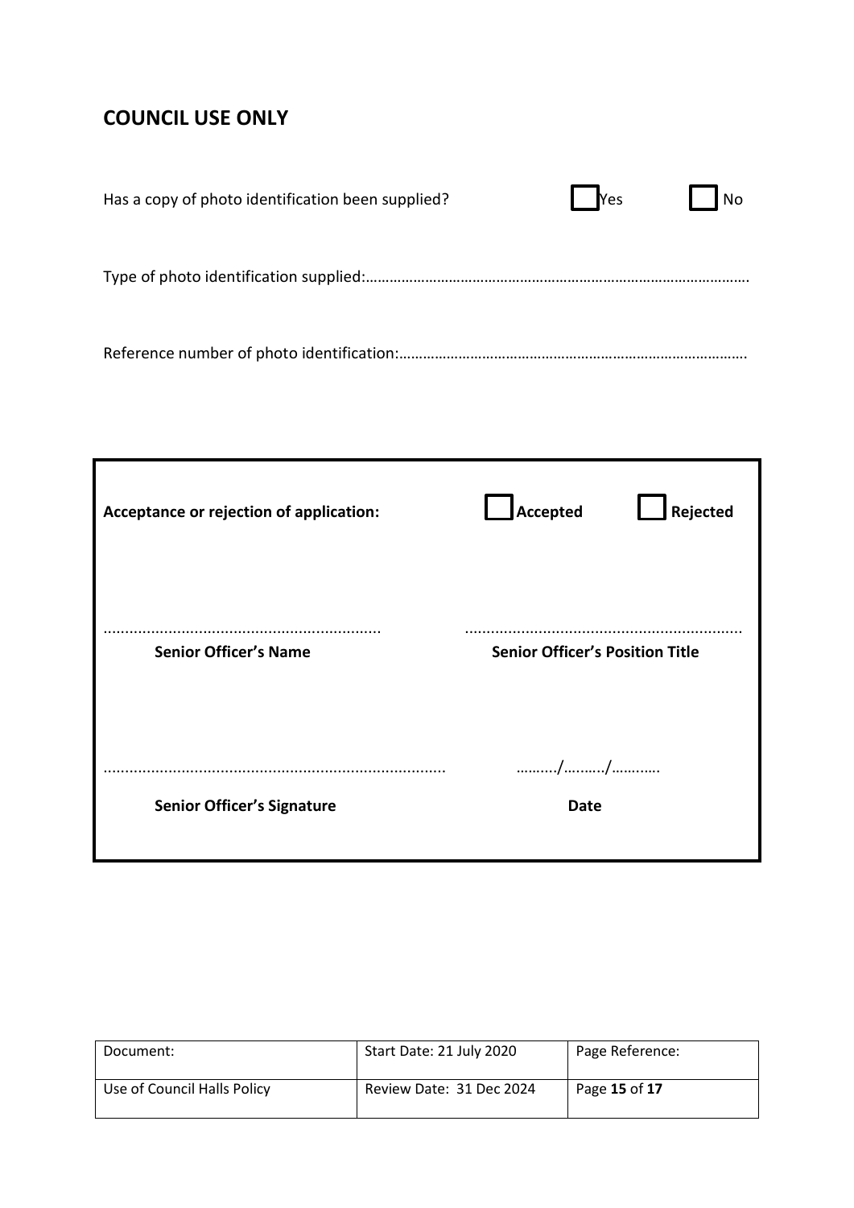## COUNCIL USE ONLY

Has a copy of photo identification been supplied? ☐ Yes ☐ No

Type of photo identification supplied:………………………………………………………………………………….

Reference number of photo identification:…………………………………………………………………………

**Acceptance or rejection of application:** ☐ **Accepted** ☐ **Rejected**

| | |
|---|---|
| …………………………………………………… | …………………………………………………… |
| **Senior Officer's Name** | **Senior Officer's Position Title** |
| …………………………………………………………………… | ………/………/……….. |
| **Senior Officer's Signature** | **Date** |

| Document: | Start Date: 21 July 2020 | Page Reference: |
|---|---|---|
| Use of Council Halls Policy | Review Date: 31 Dec 2024 | Page **15** of **17** |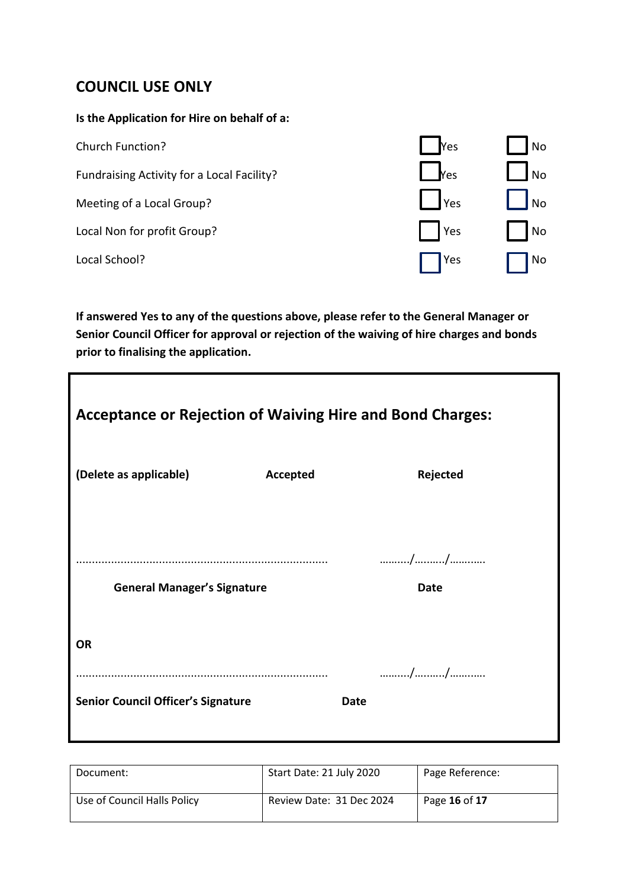## COUNCIL USE ONLY

**Is the Application for Hire on behalf of a:**

| | | |
|---|---|---|
| Church Function? | ☐ Yes | ☐ No |
| Fundraising Activity for a Local Facility? | ☐ Yes | ☐ No |
| Meeting of a Local Group? | ☐ Yes | ☐ No |
| Local Non for profit Group? | ☐ Yes | ☐ No |
| Local School? | ☐ Yes | ☐ No |

**If answered Yes to any of the questions above, please refer to the General Manager or Senior Council Officer for approval or rejection of the waiving of hire charges and bonds prior to finalising the application.**

### Acceptance or Rejection of Waiving Hire and Bond Charges:

**(Delete as applicable)** **Accepted** **Rejected**

................................................................................ ........../........../...........

**General Manager's Signature** **Date**

**OR**

................................................................................ ........../........../...........

**Senior Council Officer's Signature** **Date**

| Document: | Start Date: 21 July 2020 | Page Reference: |
|---|---|---|
| Use of Council Halls Policy | Review Date: 31 Dec 2024 | Page **16** of **17** |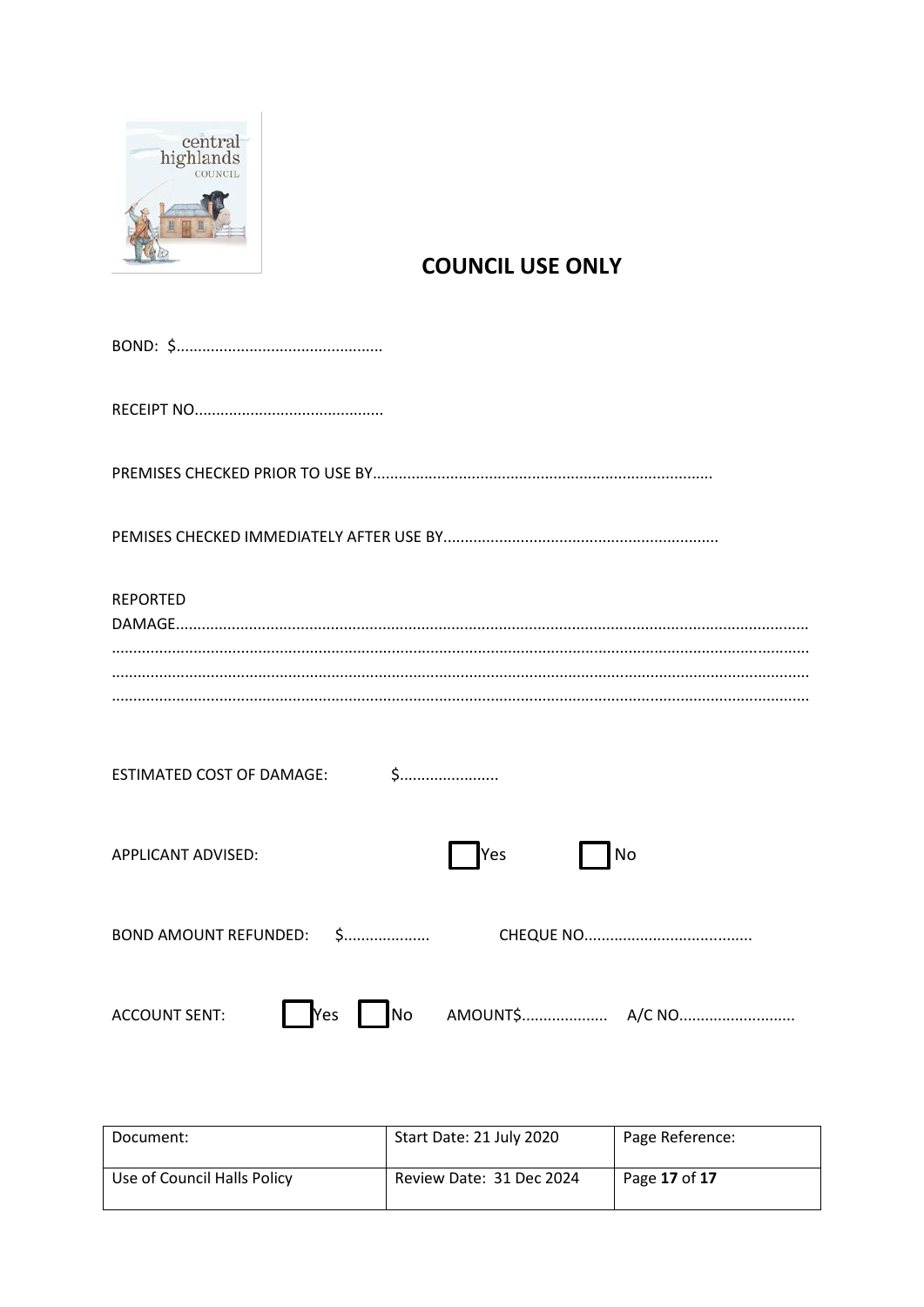# COUNCIL USE ONLY

BOND: $................................................

RECEIPT NO...........................................

PREMISES CHECKED PRIOR TO USE BY.............................................................................

PEMISES CHECKED IMMEDIATELY AFTER USE BY...............................................................

REPORTED DAMAGE...............................................................................................................................................
.....................................................................................................................................................................
.....................................................................................................................................................................
.....................................................................................................................................................................

ESTIMATED COST OF DAMAGE: $.......................

APPLICANT ADVISED: ☐ Yes ☐ No

BOND AMOUNT REFUNDED: $.................... CHEQUE NO.......................................

ACCOUNT SENT: ☐ Yes ☐ No AMOUNT$.................... A/C NO...........................

| | | |
|---|---|---|
| Document: | Start Date: 21 July 2020 | Page Reference: |
| Use of Council Halls Policy | Review Date: 31 Dec 2024 | Page **17** of **17** |